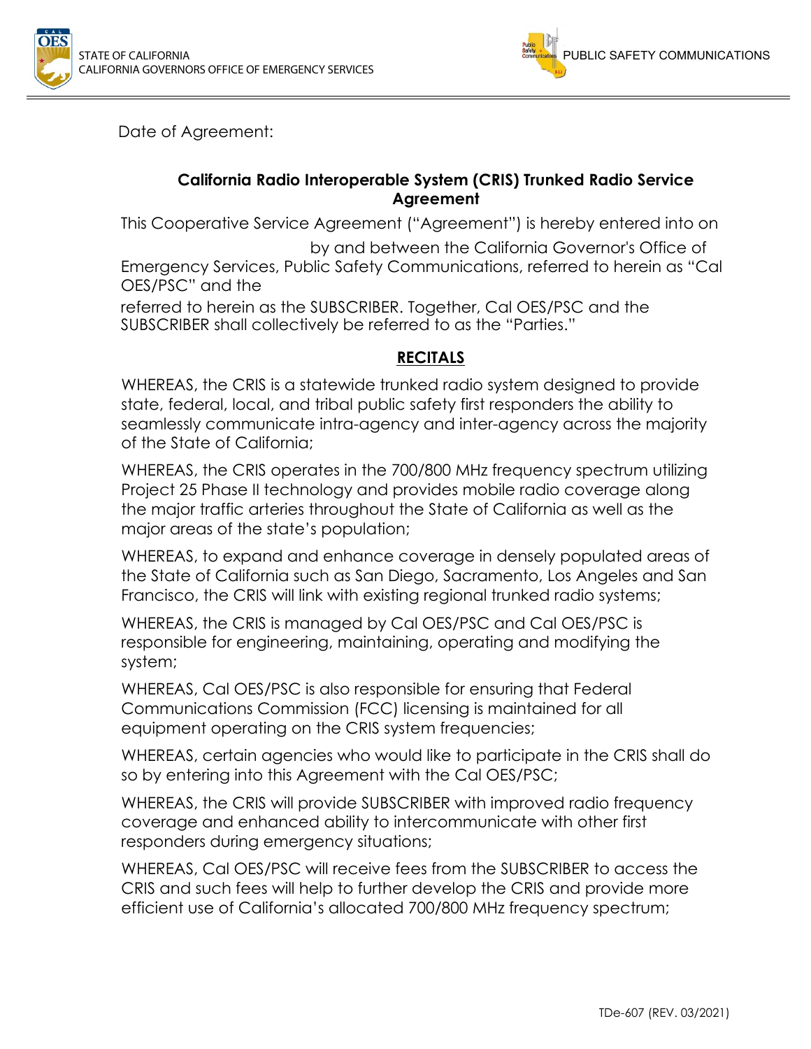STATE OF CALIFORNIA
CALIFORNIA GOVERNORS OFFICE OF EMERGENCY SERVICES

PUBLIC SAFETY COMMUNICATIONS

Date of Agreement:

## California Radio Interoperable System (CRIS) Trunked Radio Service Agreement

This Cooperative Service Agreement ("Agreement") is hereby entered into on by and between the California Governor's Office of Emergency Services, Public Safety Communications, referred to herein as "Cal OES/PSC" and the

referred to herein as the SUBSCRIBER. Together, Cal OES/PSC and the SUBSCRIBER shall collectively be referred to as the "Parties."

### RECITALS

WHEREAS, the CRIS is a statewide trunked radio system designed to provide state, federal, local, and tribal public safety first responders the ability to seamlessly communicate intra-agency and inter-agency across the majority of the State of California;

WHEREAS, the CRIS operates in the 700/800 MHz frequency spectrum utilizing Project 25 Phase II technology and provides mobile radio coverage along the major traffic arteries throughout the State of California as well as the major areas of the state's population;

WHEREAS, to expand and enhance coverage in densely populated areas of the State of California such as San Diego, Sacramento, Los Angeles and San Francisco, the CRIS will link with existing regional trunked radio systems;

WHEREAS, the CRIS is managed by Cal OES/PSC and Cal OES/PSC is responsible for engineering, maintaining, operating and modifying the system;

WHEREAS, Cal OES/PSC is also responsible for ensuring that Federal Communications Commission (FCC) licensing is maintained for all equipment operating on the CRIS system frequencies;

WHEREAS, certain agencies who would like to participate in the CRIS shall do so by entering into this Agreement with the Cal OES/PSC;

WHEREAS, the CRIS will provide SUBSCRIBER with improved radio frequency coverage and enhanced ability to intercommunicate with other first responders during emergency situations;

WHEREAS, Cal OES/PSC will receive fees from the SUBSCRIBER to access the CRIS and such fees will help to further develop the CRIS and provide more efficient use of California's allocated 700/800 MHz frequency spectrum;

TDe-607 (REV. 03/2021)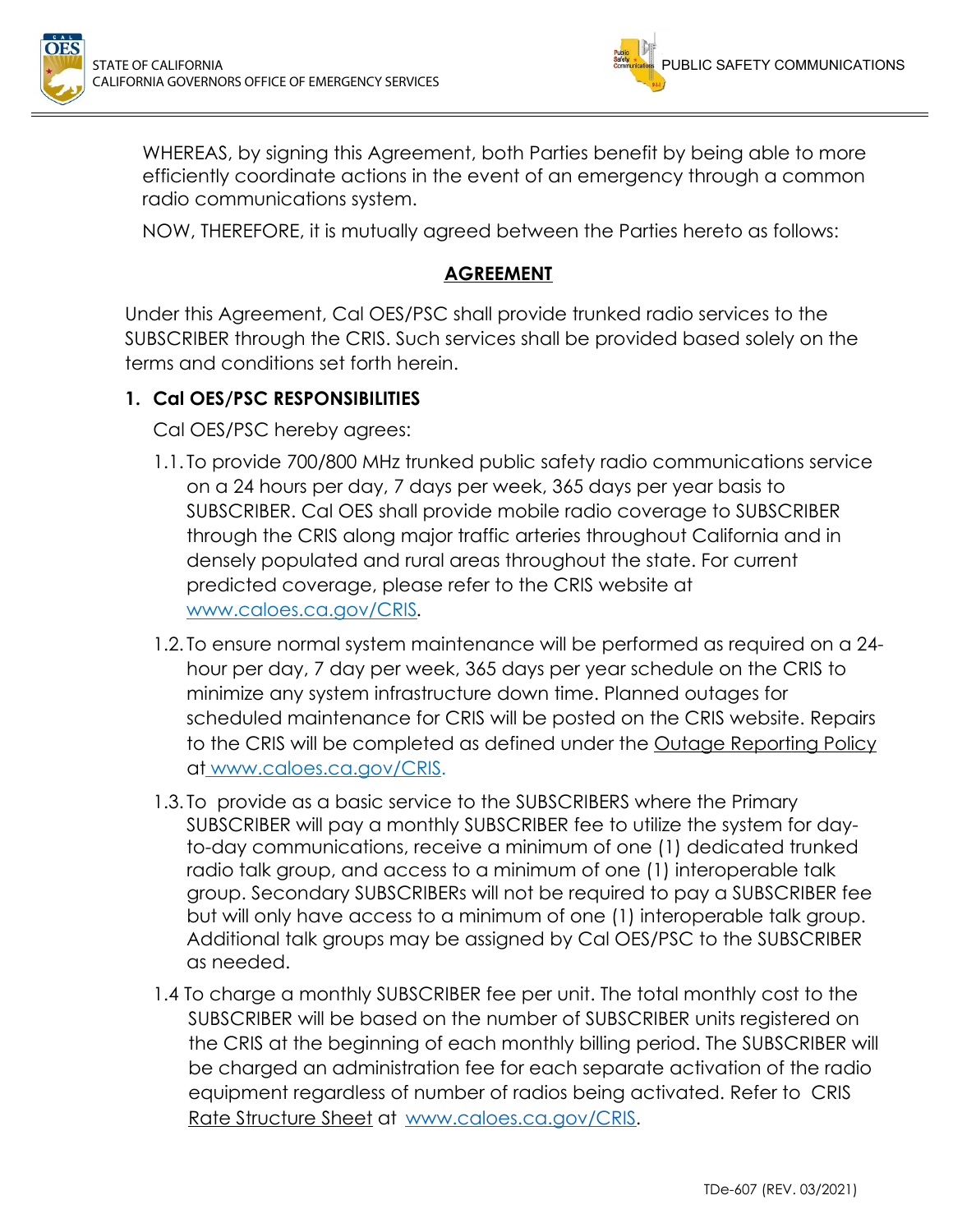WHEREAS, by signing this Agreement, both Parties benefit by being able to more efficiently coordinate actions in the event of an emergency through a common radio communications system.

NOW, THEREFORE, it is mutually agreed between the Parties hereto as follows:

## AGREEMENT

Under this Agreement, Cal OES/PSC shall provide trunked radio services to the SUBSCRIBER through the CRIS. Such services shall be provided based solely on the terms and conditions set forth herein.

### 1. Cal OES/PSC RESPONSIBILITIES

Cal OES/PSC hereby agrees:

1.1. To provide 700/800 MHz trunked public safety radio communications service on a 24 hours per day, 7 days per week, 365 days per year basis to SUBSCRIBER. Cal OES shall provide mobile radio coverage to SUBSCRIBER through the CRIS along major traffic arteries throughout California and in densely populated and rural areas throughout the state. For current predicted coverage, please refer to the CRIS website at www.caloes.ca.gov/CRIS.

1.2. To ensure normal system maintenance will be performed as required on a 24-hour per day, 7 day per week, 365 days per year schedule on the CRIS to minimize any system infrastructure down time. Planned outages for scheduled maintenance for CRIS will be posted on the CRIS website. Repairs to the CRIS will be completed as defined under the Outage Reporting Policy at www.caloes.ca.gov/CRIS.

1.3. To provide as a basic service to the SUBSCRIBERS where the Primary SUBSCRIBER will pay a monthly SUBSCRIBER fee to utilize the system for day-to-day communications, receive a minimum of one (1) dedicated trunked radio talk group, and access to a minimum of one (1) interoperable talk group. Secondary SUBSCRIBERs will not be required to pay a SUBSCRIBER fee but will only have access to a minimum of one (1) interoperable talk group. Additional talk groups may be assigned by Cal OES/PSC to the SUBSCRIBER as needed.

1.4 To charge a monthly SUBSCRIBER fee per unit. The total monthly cost to the SUBSCRIBER will be based on the number of SUBSCRIBER units registered on the CRIS at the beginning of each monthly billing period. The SUBSCRIBER will be charged an administration fee for each separate activation of the radio equipment regardless of number of radios being activated. Refer to CRIS Rate Structure Sheet at www.caloes.ca.gov/CRIS.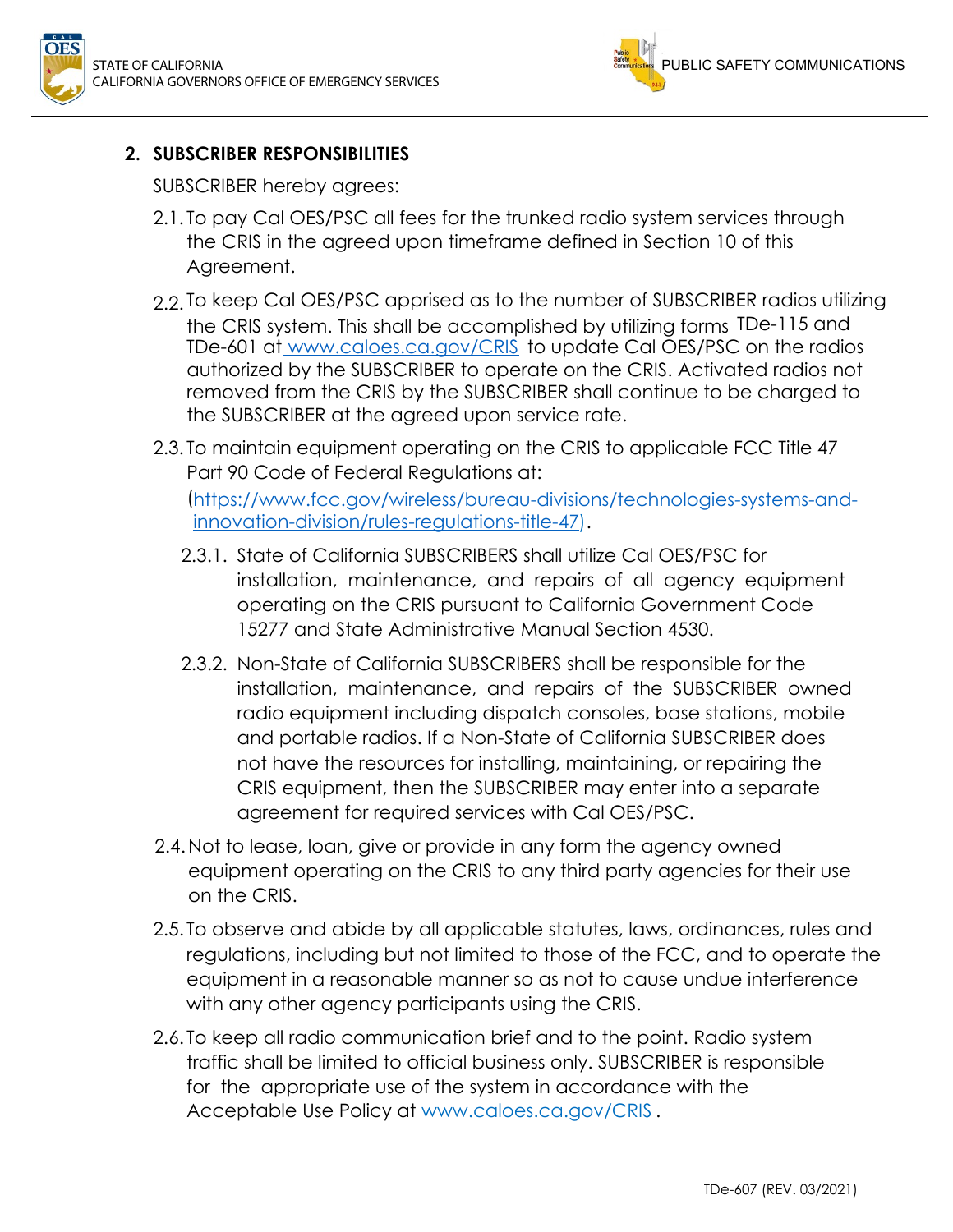## 2. SUBSCRIBER RESPONSIBILITIES

SUBSCRIBER hereby agrees:

2.1. To pay Cal OES/PSC all fees for the trunked radio system services through the CRIS in the agreed upon timeframe defined in Section 10 of this Agreement.

2.2. To keep Cal OES/PSC apprised as to the number of SUBSCRIBER radios utilizing the CRIS system. This shall be accomplished by utilizing forms TDe-115 and TDe-601 at www.caloes.ca.gov/CRIS to update Cal OES/PSC on the radios authorized by the SUBSCRIBER to operate on the CRIS. Activated radios not removed from the CRIS by the SUBSCRIBER shall continue to be charged to the SUBSCRIBER at the agreed upon service rate.

2.3. To maintain equipment operating on the CRIS to applicable FCC Title 47 Part 90 Code of Federal Regulations at: (https://www.fcc.gov/wireless/bureau-divisions/technologies-systems-and-innovation-division/rules-regulations-title-47).

2.3.1. State of California SUBSCRIBERS shall utilize Cal OES/PSC for installation, maintenance, and repairs of all agency equipment operating on the CRIS pursuant to California Government Code 15277 and State Administrative Manual Section 4530.

2.3.2. Non-State of California SUBSCRIBERS shall be responsible for the installation, maintenance, and repairs of the SUBSCRIBER owned radio equipment including dispatch consoles, base stations, mobile and portable radios. If a Non-State of California SUBSCRIBER does not have the resources for installing, maintaining, or repairing the CRIS equipment, then the SUBSCRIBER may enter into a separate agreement for required services with Cal OES/PSC.

2.4. Not to lease, loan, give or provide in any form the agency owned equipment operating on the CRIS to any third party agencies for their use on the CRIS.

2.5. To observe and abide by all applicable statutes, laws, ordinances, rules and regulations, including but not limited to those of the FCC, and to operate the equipment in a reasonable manner so as not to cause undue interference with any other agency participants using the CRIS.

2.6. To keep all radio communication brief and to the point. Radio system traffic shall be limited to official business only. SUBSCRIBER is responsible for the appropriate use of the system in accordance with the Acceptable Use Policy at www.caloes.ca.gov/CRIS.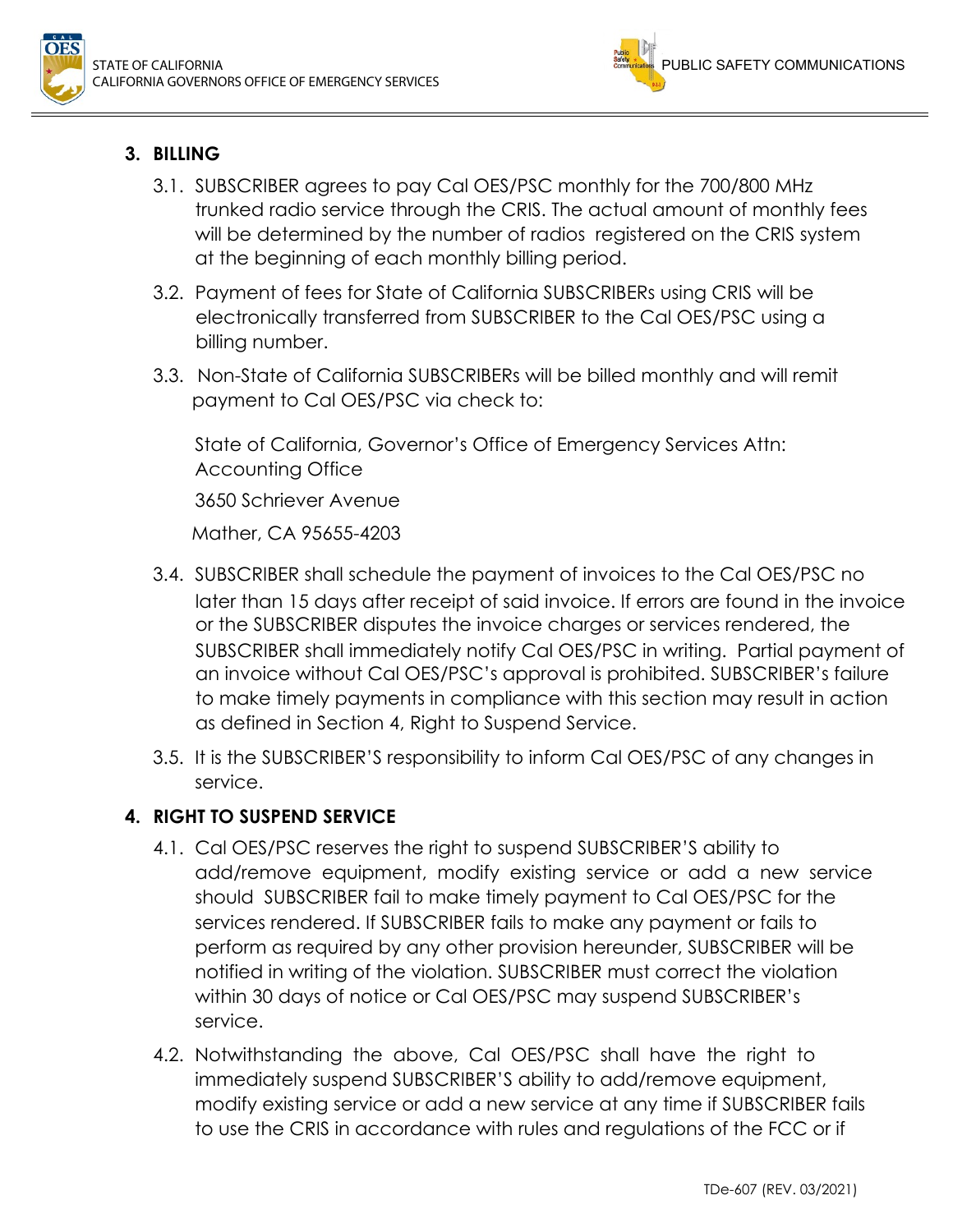## 3. BILLING

3.1. SUBSCRIBER agrees to pay Cal OES/PSC monthly for the 700/800 MHz trunked radio service through the CRIS. The actual amount of monthly fees will be determined by the number of radios registered on the CRIS system at the beginning of each monthly billing period.

3.2. Payment of fees for State of California SUBSCRIBERs using CRIS will be electronically transferred from SUBSCRIBER to the Cal OES/PSC using a billing number.

3.3. Non-State of California SUBSCRIBERs will be billed monthly and will remit payment to Cal OES/PSC via check to:

State of California, Governor's Office of Emergency Services Attn: Accounting Office

3650 Schriever Avenue

Mather, CA 95655-4203

3.4. SUBSCRIBER shall schedule the payment of invoices to the Cal OES/PSC no later than 15 days after receipt of said invoice. If errors are found in the invoice or the SUBSCRIBER disputes the invoice charges or services rendered, the SUBSCRIBER shall immediately notify Cal OES/PSC in writing. Partial payment of an invoice without Cal OES/PSC's approval is prohibited. SUBSCRIBER's failure to make timely payments in compliance with this section may result in action as defined in Section 4, Right to Suspend Service.

3.5. It is the SUBSCRIBER'S responsibility to inform Cal OES/PSC of any changes in service.

## 4. RIGHT TO SUSPEND SERVICE

4.1. Cal OES/PSC reserves the right to suspend SUBSCRIBER'S ability to add/remove equipment, modify existing service or add a new service should SUBSCRIBER fail to make timely payment to Cal OES/PSC for the services rendered. If SUBSCRIBER fails to make any payment or fails to perform as required by any other provision hereunder, SUBSCRIBER will be notified in writing of the violation. SUBSCRIBER must correct the violation within 30 days of notice or Cal OES/PSC may suspend SUBSCRIBER's service.

4.2. Notwithstanding the above, Cal OES/PSC shall have the right to immediately suspend SUBSCRIBER'S ability to add/remove equipment, modify existing service or add a new service at any time if SUBSCRIBER fails to use the CRIS in accordance with rules and regulations of the FCC or if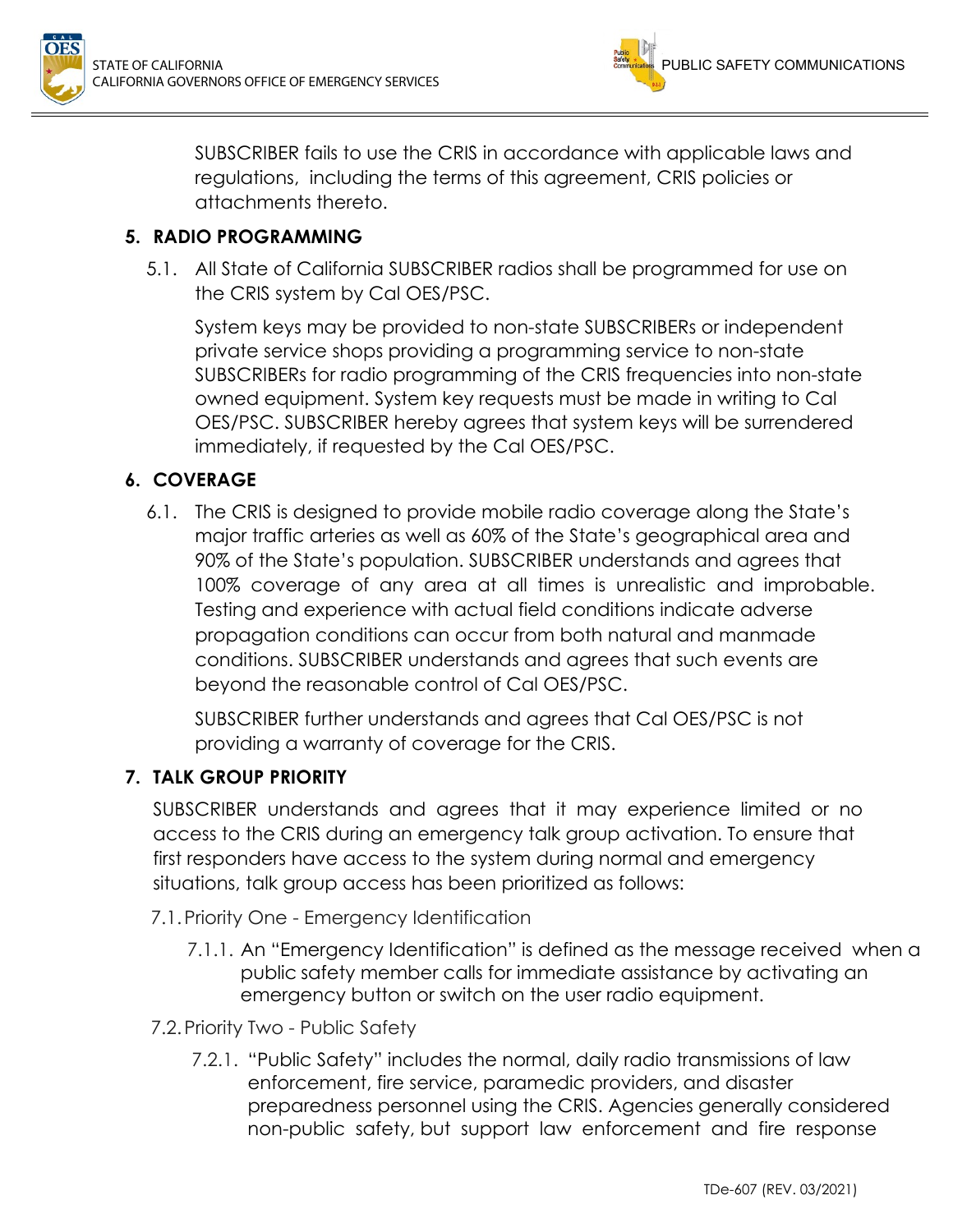SUBSCRIBER fails to use the CRIS in accordance with applicable laws and regulations, including the terms of this agreement, CRIS policies or attachments thereto.

## 5. RADIO PROGRAMMING

5.1. All State of California SUBSCRIBER radios shall be programmed for use on the CRIS system by Cal OES/PSC.

System keys may be provided to non-state SUBSCRIBERs or independent private service shops providing a programming service to non-state SUBSCRIBERs for radio programming of the CRIS frequencies into non-state owned equipment. System key requests must be made in writing to Cal OES/PSC. SUBSCRIBER hereby agrees that system keys will be surrendered immediately, if requested by the Cal OES/PSC.

## 6. COVERAGE

6.1. The CRIS is designed to provide mobile radio coverage along the State's major traffic arteries as well as 60% of the State's geographical area and 90% of the State's population. SUBSCRIBER understands and agrees that 100% coverage of any area at all times is unrealistic and improbable. Testing and experience with actual field conditions indicate adverse propagation conditions can occur from both natural and manmade conditions. SUBSCRIBER understands and agrees that such events are beyond the reasonable control of Cal OES/PSC.

SUBSCRIBER further understands and agrees that Cal OES/PSC is not providing a warranty of coverage for the CRIS.

## 7. TALK GROUP PRIORITY

SUBSCRIBER understands and agrees that it may experience limited or no access to the CRIS during an emergency talk group activation. To ensure that first responders have access to the system during normal and emergency situations, talk group access has been prioritized as follows:

7.1. Priority One - Emergency Identification

7.1.1. An "Emergency Identification" is defined as the message received when a public safety member calls for immediate assistance by activating an emergency button or switch on the user radio equipment.

7.2. Priority Two - Public Safety

7.2.1. "Public Safety" includes the normal, daily radio transmissions of law enforcement, fire service, paramedic providers, and disaster preparedness personnel using the CRIS. Agencies generally considered non-public safety, but support law enforcement and fire response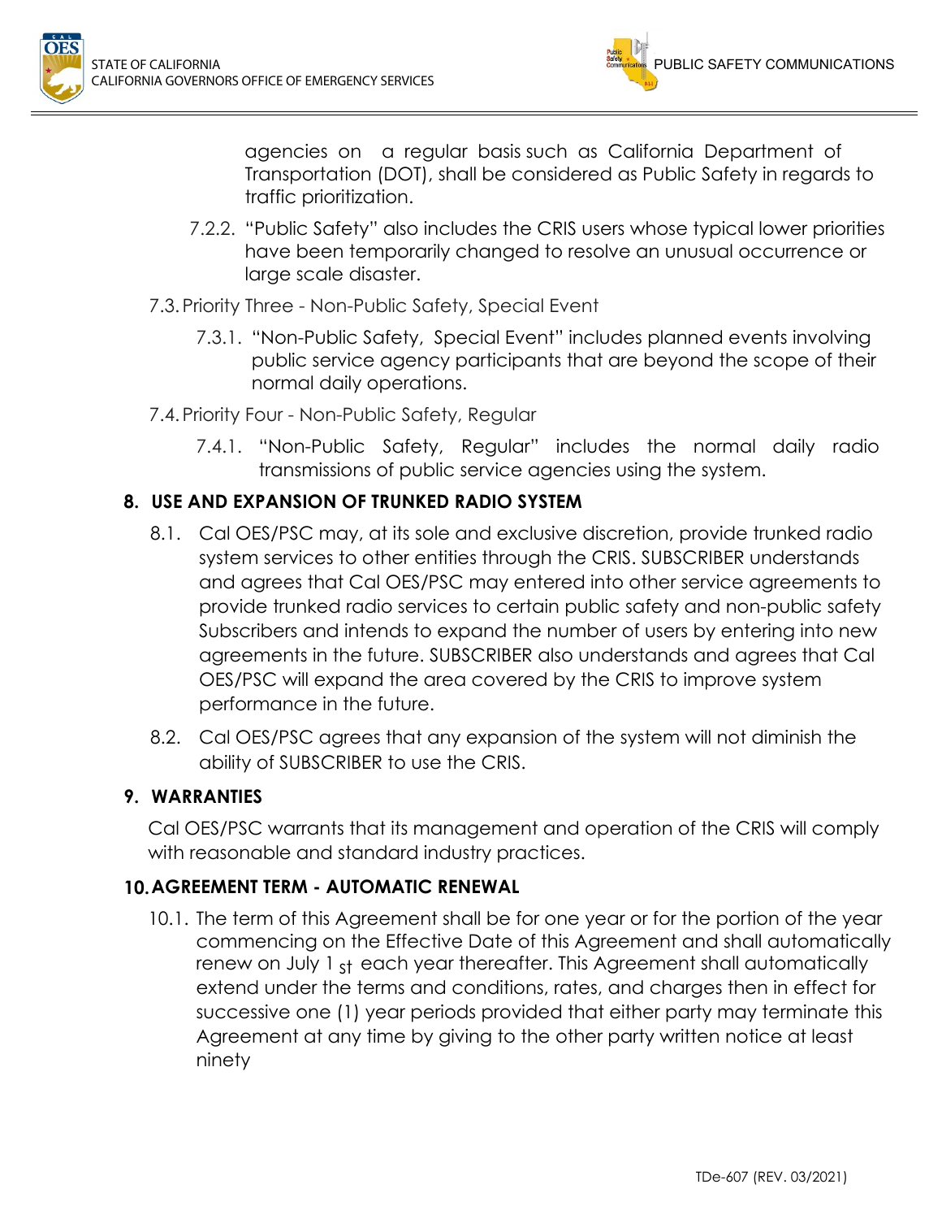agencies on a regular basis such as California Department of Transportation (DOT), shall be considered as Public Safety in regards to traffic prioritization.

7.2.2. "Public Safety" also includes the CRIS users whose typical lower priorities have been temporarily changed to resolve an unusual occurrence or large scale disaster.

7.3. Priority Three - Non-Public Safety, Special Event

7.3.1. "Non-Public Safety, Special Event" includes planned events involving public service agency participants that are beyond the scope of their normal daily operations.

7.4. Priority Four - Non-Public Safety, Regular

7.4.1. "Non-Public Safety, Regular" includes the normal daily radio transmissions of public service agencies using the system.

## 8. USE AND EXPANSION OF TRUNKED RADIO SYSTEM

8.1. Cal OES/PSC may, at its sole and exclusive discretion, provide trunked radio system services to other entities through the CRIS. SUBSCRIBER understands and agrees that Cal OES/PSC may entered into other service agreements to provide trunked radio services to certain public safety and non-public safety Subscribers and intends to expand the number of users by entering into new agreements in the future. SUBSCRIBER also understands and agrees that Cal OES/PSC will expand the area covered by the CRIS to improve system performance in the future.

8.2. Cal OES/PSC agrees that any expansion of the system will not diminish the ability of SUBSCRIBER to use the CRIS.

## 9. WARRANTIES

Cal OES/PSC warrants that its management and operation of the CRIS will comply with reasonable and standard industry practices.

## 10. AGREEMENT TERM - AUTOMATIC RENEWAL

10.1. The term of this Agreement shall be for one year or for the portion of the year commencing on the Effective Date of this Agreement and shall automatically renew on July 1st each year thereafter. This Agreement shall automatically extend under the terms and conditions, rates, and charges then in effect for successive one (1) year periods provided that either party may terminate this Agreement at any time by giving to the other party written notice at least ninety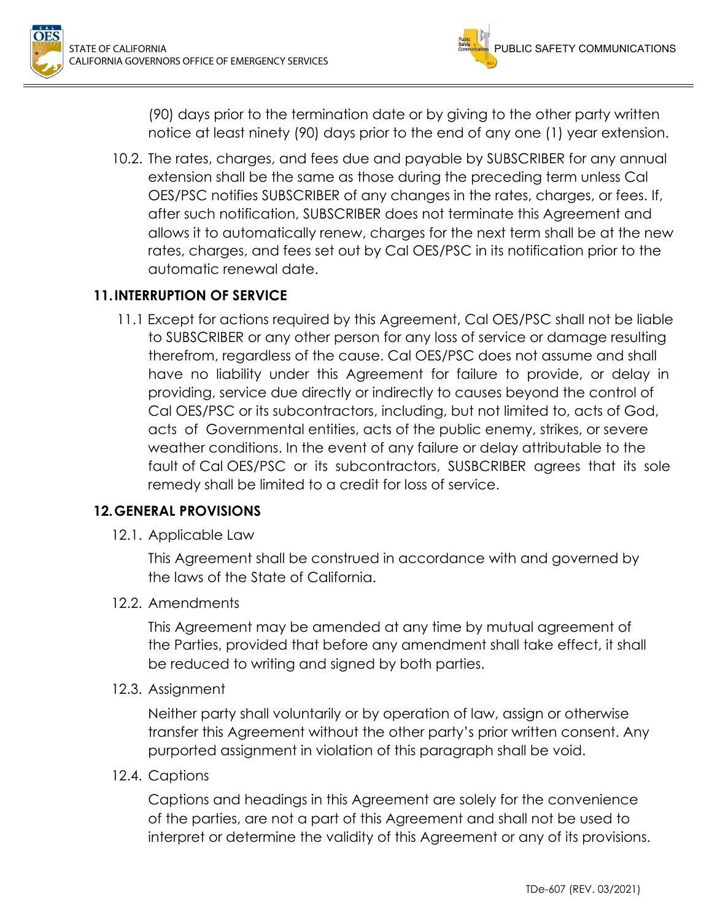(90) days prior to the termination date or by giving to the other party written notice at least ninety (90) days prior to the end of any one (1) year extension.

10.2. The rates, charges, and fees due and payable by SUBSCRIBER for any annual extension shall be the same as those during the preceding term unless Cal OES/PSC notifies SUBSCRIBER of any changes in the rates, charges, or fees. If, after such notification, SUBSCRIBER does not terminate this Agreement and allows it to automatically renew, charges for the next term shall be at the new rates, charges, and fees set out by Cal OES/PSC in its notification prior to the automatic renewal date.

## 11. INTERRUPTION OF SERVICE

11.1 Except for actions required by this Agreement, Cal OES/PSC shall not be liable to SUBSCRIBER or any other person for any loss of service or damage resulting therefrom, regardless of the cause. Cal OES/PSC does not assume and shall have no liability under this Agreement for failure to provide, or delay in providing, service due directly or indirectly to causes beyond the control of Cal OES/PSC or its subcontractors, including, but not limited to, acts of God, acts of Governmental entities, acts of the public enemy, strikes, or severe weather conditions. In the event of any failure or delay attributable to the fault of Cal OES/PSC or its subcontractors, SUSBCRIBER agrees that its sole remedy shall be limited to a credit for loss of service.

## 12. GENERAL PROVISIONS

12.1. Applicable Law

This Agreement shall be construed in accordance with and governed by the laws of the State of California.

12.2. Amendments

This Agreement may be amended at any time by mutual agreement of the Parties, provided that before any amendment shall take effect, it shall be reduced to writing and signed by both parties.

12.3. Assignment

Neither party shall voluntarily or by operation of law, assign or otherwise transfer this Agreement without the other party's prior written consent. Any purported assignment in violation of this paragraph shall be void.

12.4. Captions

Captions and headings in this Agreement are solely for the convenience of the parties, are not a part of this Agreement and shall not be used to interpret or determine the validity of this Agreement or any of its provisions.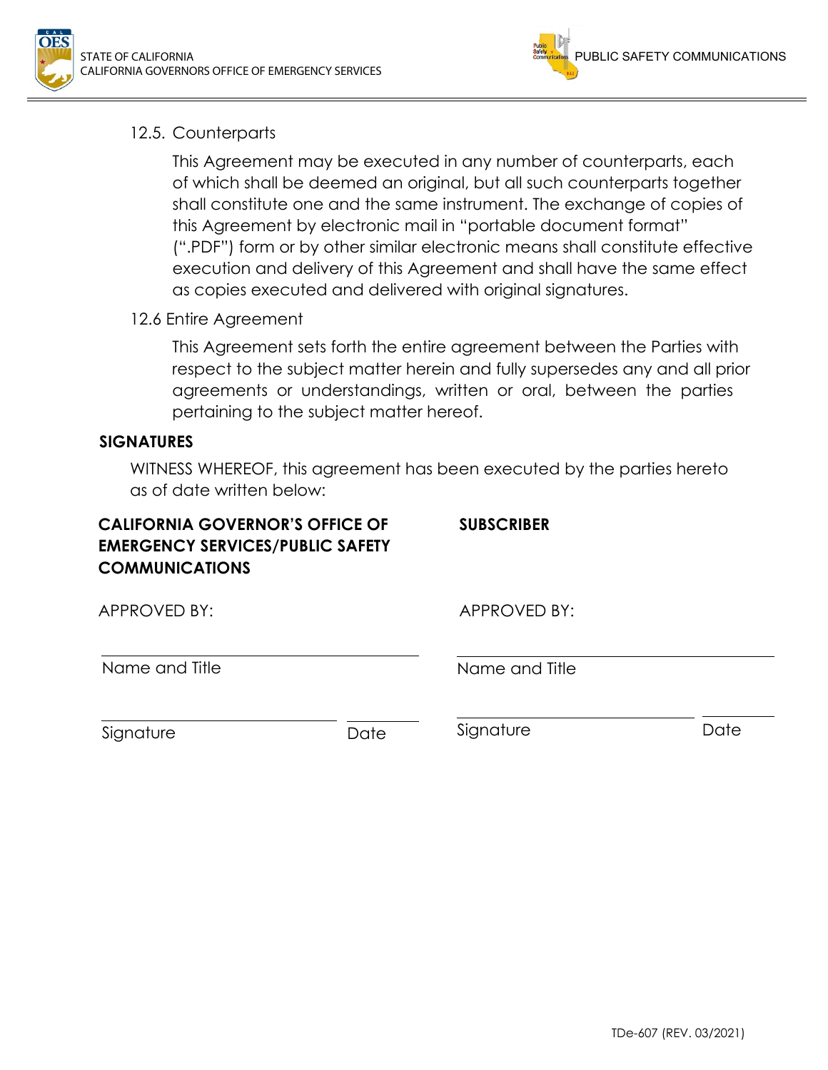12.5. Counterparts

This Agreement may be executed in any number of counterparts, each of which shall be deemed an original, but all such counterparts together shall constitute one and the same instrument. The exchange of copies of this Agreement by electronic mail in "portable document format" (".PDF") form or by other similar electronic means shall constitute effective execution and delivery of this Agreement and shall have the same effect as copies executed and delivered with original signatures.

12.6 Entire Agreement

This Agreement sets forth the entire agreement between the Parties with respect to the subject matter herein and fully supersedes any and all prior agreements or understandings, written or oral, between the parties pertaining to the subject matter hereof.

**SIGNATURES**

WITNESS WHEREOF, this agreement has been executed by the parties hereto as of date written below:

| **CALIFORNIA GOVERNOR'S OFFICE OF EMERGENCY SERVICES/PUBLIC SAFETY COMMUNICATIONS** | | **SUBSCRIBER** | |
|---|---|---|---|
| APPROVED BY: | | APPROVED BY: | |
| Name and Title | | Name and Title | |
| Signature | Date | Signature | Date |

TDe-607 (REV. 03/2021)